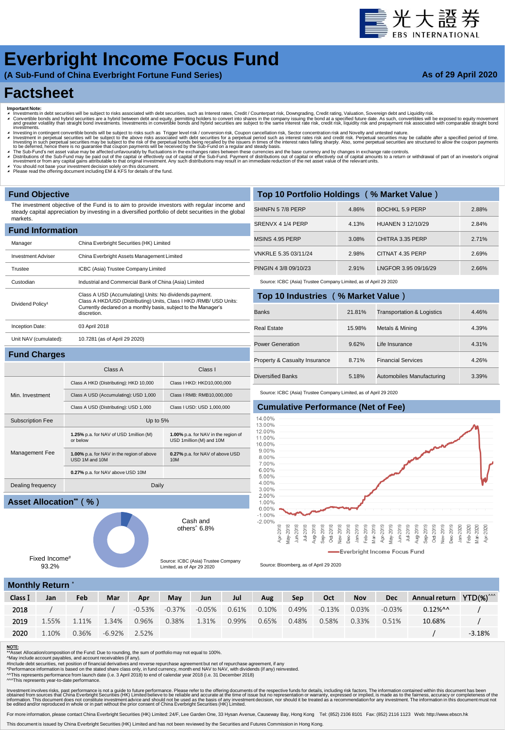光大證券 EBS INTERNATIONAL

# Everbright Income Focus Fund

**(A Sub-Fund of China Everbright Fortune Fund Series)**

**As of 29 April 2020**

# Factsheet

**Important Note:**

- Investments in debt securities will be subject to risks associated with debt securities, such as Interest rates, Credit / Counterpart risk, Downgrading, Credit rating, Valuation, Sovereign debt and Liquidity risk.
- Convertible bonds and hybrid securities are a hybrid between debt and equity, permitting holders to convert into shares in the company issuing the bond at a specified future date. As such, convertibles will be exposed to equity movement and greater volatility than straight bond investments. Investments in convertible bonds and hybrid securities are subject to the same interest rate risk, credit risk, liquidity risk and prepayment risk associated with comparable straight bond investments.
- Investing in contingent convertible bonds will be subject to risks such as Trigger level risk / conversion risk, Coupon cancellation risk, Sector concentration risk and Novelty and untested nature.
- Investment in perpetual securities will be subject to the above risks associated with debt securities for a perpetual period such as interest rates risk and credit risk. Perpetual securities may be callable after a specified period of time. Investing in such perpetual securities may be subject to the risk of the perpetual bonds being recalled by the issuers in times of the interest rates falling sharply. Also, some perpetual securities are structured to allow the coupon payments to be deferred, hence there is no guarantee that coupon payments will be received by the Sub-Fund on a regular and steady basis.
- The Sub-Fund's net asset value may be affected unfavourably by fluctuations in the exchanges rates between these currencies and the base currency and by changes in exchange rate controls.
- Distributions of the Sub-Fund may be paid out of the capital or effectively out of capital of the Sub-Fund. Payment of distributions out of capital or effectively out of capital amounts to a return or withdrawal of part of an investor's original investment or from any capital gains attributable to that original investment. Any such distributions may result in an immediate reduction of the net asset value of the relevant units.
- You should not base your investment decision solely on this document.
- Please read the offering document including EM & KFS for details of the fund.

## Fund Objective

The investment objective of the Fund is to aim to provide investors with regular income and steady capital appreciation by investing in a diversified portfolio of debt securities in the global markets.

## Fund Information

| | |
|---|---|
| Manager | China Everbright Securities (HK) Limited |
| Investment Adviser | China Everbright Assets Management Limited |
| Trustee | ICBC (Asia) Trustee Company Limited |
| Custodian | Industrial and Commercial Bank of China (Asia) Limited |
| Dividend Policy[1] | Class A USD (Accumulating) Units: No dividends payment. Class A HKD/USD (Distributing) Units, Class I HKD /RMB/ USD Units: Currently declared on a monthly basis, subject to the Manager's discretion. |
| Inception Date: | 03 April 2018 |
| Unit NAV (cumulated): | 10.7281 (as of April 29 2020) |

## Fund Charges

| | Class A | Class I |
|---|---|---|
| Min. Investment | Class A HKD (Distributing): HKD 10,000 | Class I HKD: HKD10,000,000 |
| | Class A USD (Accumulating): USD 1,000 | Class I RMB: RMB10,000,000 |
| | Class A USD (Distributing): USD 1,000 | Class I USD: USD 1,000,000 |
| Subscription Fee | Up to 5% | |
| Management Fee | **1.25%** p.a. for NAV of USD 1million (M) or below | **1.00%** p.a. for NAV in the region of USD 1million (M) and 10M |
| | **1.00%** p.a. for NAV in the region of above USD 1M and 10M | **0.27%** p.a. for NAV of above USD 10M |
| | **0.27%** p.a. for NAV above USD 10M | |
| Dealing frequency | Daily | |

## Asset Allocation** ( % )

| Asset | % |
|---|---|
| Fixed Income# | 93.2% |
| Cash and others^ | 6.8% |

Source: ICBC (Asia) Trustee Company Limited, as of Apr 29 2020

## Top 10 Portfolio Holdings ( % Market Value )

| Holding | % | Holding | % |
|---|---|---|---|
| SHINFN 5 7/8 PERP | 4.86% | BOCHKL 5.9 PERP | 2.88% |
| SRENVX 4 1/4 PERP | 4.13% | HUANEN 3 12/10/29 | 2.84% |
| MSINS 4.95 PERP | 3.08% | CHITRA 3.35 PERP | 2.71% |
| VNKRLE 5.35 03/11/24 | 2.98% | CITNAT 4.35 PERP | 2.69% |
| PINGIN 4 3/8 09/10/23 | 2.91% | LNGFOR 3.95 09/16/29 | 2.66% |

Source: ICBC (Asia) Trustee Company Limited, as of April 29 2020

## Top 10 Industries ( % Market Value )

| Industry | % | Industry | % |
|---|---|---|---|
| Banks | 21.81% | Transportation & Logistics | 4.46% |
| Real Estate | 15.98% | Metals & Mining | 4.39% |
| Power Generation | 9.62% | Life Insurance | 4.31% |
| Property & Casualty Insurance | 8.71% | Financial Services | 4.26% |
| Diversified Banks | 5.18% | Automobiles Manufacturing | 3.39% |

Source: ICBC (Asia) Trustee Company Limited, as of April 29 2020

## Cumulative Performance (Net of Fee)

Everbright Income Focus Fund

Source: Bloomberg, as of April 29 2020

## Monthly Return*

| Class I | Jan | Feb | Mar | Apr | May | Jun | Jul | Aug | Sep | Oct | Nov | Dec | Annual return | YTD(%)^^^ |
|---|---|---|---|---|---|---|---|---|---|---|---|---|---|---|
| 2018 | / | / | / | -0.53% | -0.37% | -0.05% | 0.61% | 0.10% | 0.49% | -0.13% | 0.03% | -0.03% | 0.12%^^ | / |
| 2019 | 1.55% | 1.11% | 1.34% | 0.96% | 0.38% | 1.31% | 0.99% | 0.65% | 0.48% | 0.58% | 0.33% | 0.51% | 10.68% | / |
| 2020 | 1.10% | 0.36% | -6.92% | 2.52% | | | | | | | | | / | -3.18% |

**NOTE:**

**Asset Allocation/composition of the Fund: Due to rounding, the sum of portfolio may not equal to 100%.
^May include account payables, and account receivables (if any).
#Include debt securities, net position of financial derivatives and reverse repurchase agreement but net of repurchase agreement, if any
*Performance information is based on the stated share class only, in fund currency, month end NAV to NAV, with dividends (if any) reinvested.
^^This represents performance from launch date (i.e. 3 April 2018) to end of calendar year 2018 (i.e. 31 December 2018)
^^^This represents year-to-date performance.

Investment involves risks, past performance is not a guide to future performance. Please refer to the offering documents of the respective funds for details, including risk factors. The information contained within this document has been obtained from sources that China Everbright Securities (HK) Limited believe to be reliable and accurate at the time of issue but no representation or warranty, expressed or implied, is made as to the fairness, accuracy or completeness of the information. This document does not constitute investment advice and should not be used as the basis of any investment decision, nor should it be treated as a recommendation for any investment. The information in this document must not be edited and/or reproduced in whole or in part without the prior consent of China Everbright Securities (HK) Limited.

For more information, please contact China Everbright Securities (HK) Limited: 24/F, Lee Garden One, 33 Hysan Avenue, Causeway Bay, Hong Kong Tel: (852) 2106 8101 Fax: (852) 2116 1123 Web: http://www.ebscn.hk

This document is issued by China Everbright Securities (HK) Limited and has not been reviewed by the Securities and Futures Commission in Hong Kong.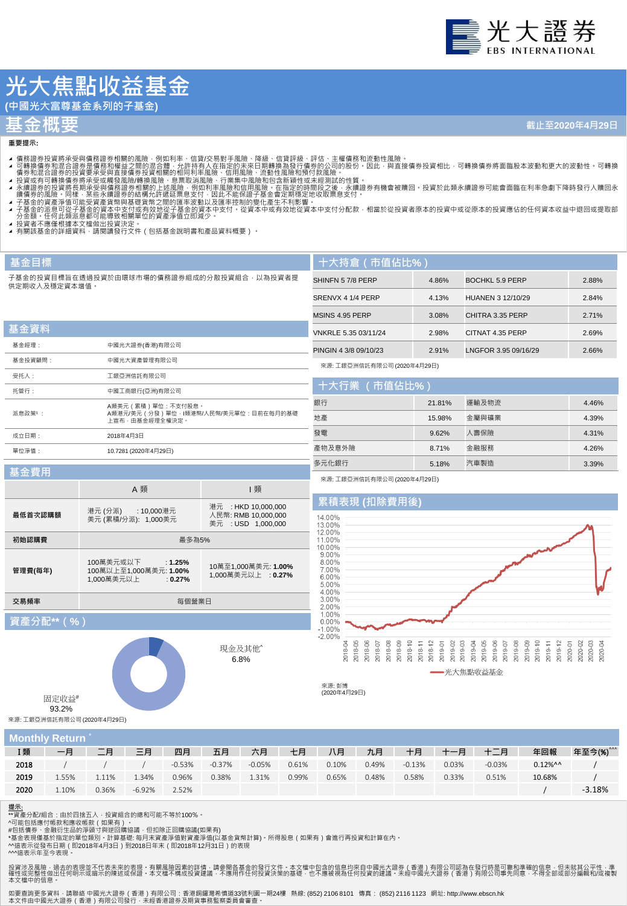# 光大焦點收益基金

## (中國光大富尊基金系列的子基金)

## 基金概要

截止至2020年4月29日

**重要提示:**

- 債務證券投資將承受與債務證券相關的風險,例如利率、信貸/交易對手風險、降級、信貸評級、評估、主權債務和流動性風險。
- 可轉換債券和混合證券是債務和權益之間的混合體,允許持有人在指定的未來日期轉換為發行債券的公司的股份。因此,與直接債券投資相比,可轉換債券將面臨股本波動和更大的波動性。可轉換債券和混合證券的投資要承受與直接債券投資相關的相同利率風險、信用風險、流動性風險和預付款風險。
- 投資或有可轉換債券將承受或觸發風險/轉換風險,息票取消風險,行業集中風險和包含新穎性或未經測試的性質。
- 永續證券的投資將長期承受與債務證券相關的上述風險,例如利率風險和信用風險。在指定的時間段之後,永續證券有機會被贖回。投資於此類永續證券可能會面臨在利率急劇下降時發行人贖回永續債券的風險。同樣,某些永續證券的結構允許遞延票息支付,因此不能保證子基金會定期穩定地收取票息支付。
- 子基金的資產淨值可能受貨幣與基礎貨幣之間的匯率波動以及匯率控制的變化產生不利影響。
- 子基金的派息可從子基金的資本中支付或有效地從子基金的資本中支付。從資本中或有效地從資本中支付分配款,相當於從投資者原本的投資中或從原本的投資應佔的任何資本收益中退回或提取部分金額。任何此類派息都可能導致相關單位的資產淨值立即減少。
- 投資者不應僅根據本文檔做出投資決定。
- 有關該基金的詳細資料,請閱讀發行文件(包括基金說明書和產品資料概要)。

## 基金目標

子基金的投資目標旨在透過投資於由環球市場的債務證券組成的分散投資組合,以為投資者提供定期收入及穩定資本增值。

## 基金資料

| | |
|---|---|
| 基金經理: | 中國光大證券(香港)有限公司 |
| 基金投資顧問: | 中國光大資產管理有限公司 |
| 受托人: | 工銀亞洲信託有限公司 |
| 托管行: | 中國工商銀行(亞洲)有限公司 |
| 派息政策[1]: | A類美元(累積)單位:不支付股息。<br>A類港元/美元(分發)單位、I類港幣/人民幣/美元單位:目前在每月的基礎上宣布,由基金經理全權決定。 |
| 成立日期: | 2018年4月3日 |
| 單位淨值: | 10.7281 (2020年4月29日) |

## 基金費用

| | A 類 | I 類 |
|---|---|---|
| **最低首次認購額** | 港元 (分派) : 10,000港元<br>美元 (累積/分派): 1,000美元 | 港元 : HKD 10,000,000<br>人民幣: RMB 10,000,000<br>美元 : USD 1,000,000 |
| **初始認購費** | 最多為5% | |
| **管理費(每年)** | 100萬美元或以下 : **1.25%**<br>100萬以上至1,000萬美元: **1.00%**<br>1,000萬美元以上 : **0.27%** | 10萬至1,000萬美元: **1.00%**<br>1,000萬美元以上 : **0.27%** |
| **交易頻率** | 每個營業日 | |

## 資產分配**(%)

現金及其他^
6.8%

固定收益#
93.2%

來源: 工銀亞洲信託有限公司 (2020年4月29日)

## 十大持倉(市值佔比%)

| | | | |
|---|---|---|---|
| SHINFN 5 7/8 PERP | 4.86% | BOCHKL 5.9 PERP | 2.88% |
| SRENVX 4 1/4 PERP | 4.13% | HUANEN 3 12/10/29 | 2.84% |
| MSINS 4.95 PERP | 3.08% | CHITRA 3.35 PERP | 2.71% |
| VNKRLE 5.35 03/11/24 | 2.98% | CITNAT 4.35 PERP | 2.69% |
| PINGIN 4 3/8 09/10/23 | 2.91% | LNGFOR 3.95 09/16/29 | 2.66% |

來源: 工銀亞洲信託有限公司 (2020年4月29日)

## 十大行業(市值佔比%)

| | | | |
|---|---|---|---|
| 銀行 | 21.81% | 運輸及物流 | 4.46% |
| 地產 | 15.98% | 金屬與礦業 | 4.39% |
| 發電 | 9.62% | 人壽保險 | 4.31% |
| 產物及意外險 | 8.71% | 金融服務 | 4.26% |
| 多元化銀行 | 5.18% | 汽車製造 | 3.39% |

來源: 工銀亞洲信託有限公司 (2020年4月29日)

## 累積表現 (扣除費用後)

14.00% 13.00% 12.00% 11.00% 10.00% 9.00% 8.00% 7.00% 6.00% 5.00% 4.00% 3.00% 2.00% 1.00% 0.00% -1.00% -2.00%

2018-04 2018-05 2018-06 2018-07 2018-08 2018-09 2018-10 2018-11 2018-12 2019-01 2019-02 2019-03 2019-04 2019-05 2019-06 2019-07 2019-08 2019-09 2019-10 2019-11 2019-12 2020-01 2020-02 2020-03 2020-04

光大焦點收益基金

來源: 彭博
(2020年4月29日)

## Monthly Return*

| I 類 | 一月 | 二月 | 三月 | 四月 | 五月 | 六月 | 七月 | 八月 | 九月 | 十月 | 十一月 | 十二月 | 年回報 | 年至今(%)^^^ |
|---|---|---|---|---|---|---|---|---|---|---|---|---|---|---|
| 2018 | / | / | / | -0.53% | -0.37% | -0.05% | 0.61% | 0.10% | 0.49% | -0.13% | 0.03% | -0.03% | 0.12%^^ | / |
| 2019 | 1.55% | 1.11% | 1.34% | 0.96% | 0.38% | 1.31% | 0.99% | 0.65% | 0.48% | 0.58% | 0.33% | 0.51% | 10.68% | / |
| 2020 | 1.10% | 0.36% | -6.92% | 2.52% | | | | | | | | | / | -3.18% |

**提示:**

**資產分配/組合:由於四捨五入,投資組合的總和可能不等於100%。
^可能包括應付帳款和應收帳款(如果有)。
#包括債券、金融衍生品的淨頭寸與逆回購協議,但扣除正回購協議(如果有)
*基金表現僅基於指定的單位類別,計算基礎: 每月末資產淨值對資產淨值(以基金貨幣計算)。所得股息(如果有)會進行再投資和計算在內。
^^這表示從發布日期(即2018年4月3日)到2018年年末(即2018年12月31日)的表現
^^^這表示年至今表現。

投資涉及風險,過去的表現並不代表未來的表現。有關風險因素的詳情,請參閱各基金的發行文件。本文檔中包含的信息均來自中國光大證券(香港)有限公司認為在發行時是可靠和準確的信息,但未就其公平性、準確性或完整性做出任何明示或暗示的陳述或保證。本文檔不構成投資建議,不應用作任何投資決策的基礎,也不應被視為任何投資的建議。未經中國光大證券(香港)有限公司事先同意,不得全部或部分編輯和/或複製本文檔中的信息。

如要查詢更多資料,請聯絡 中國光大證券(香港)有限公司:香港銅鑼灣希慎道33號利園一期24樓 熱線: (852) 2106 8101 傳真: (852) 2116 1123 網址: http://www.ebscn.hk
本文件由中國光大證券(香港)有限公司發行,未經香港證券及期貨事務監察委員會審查。